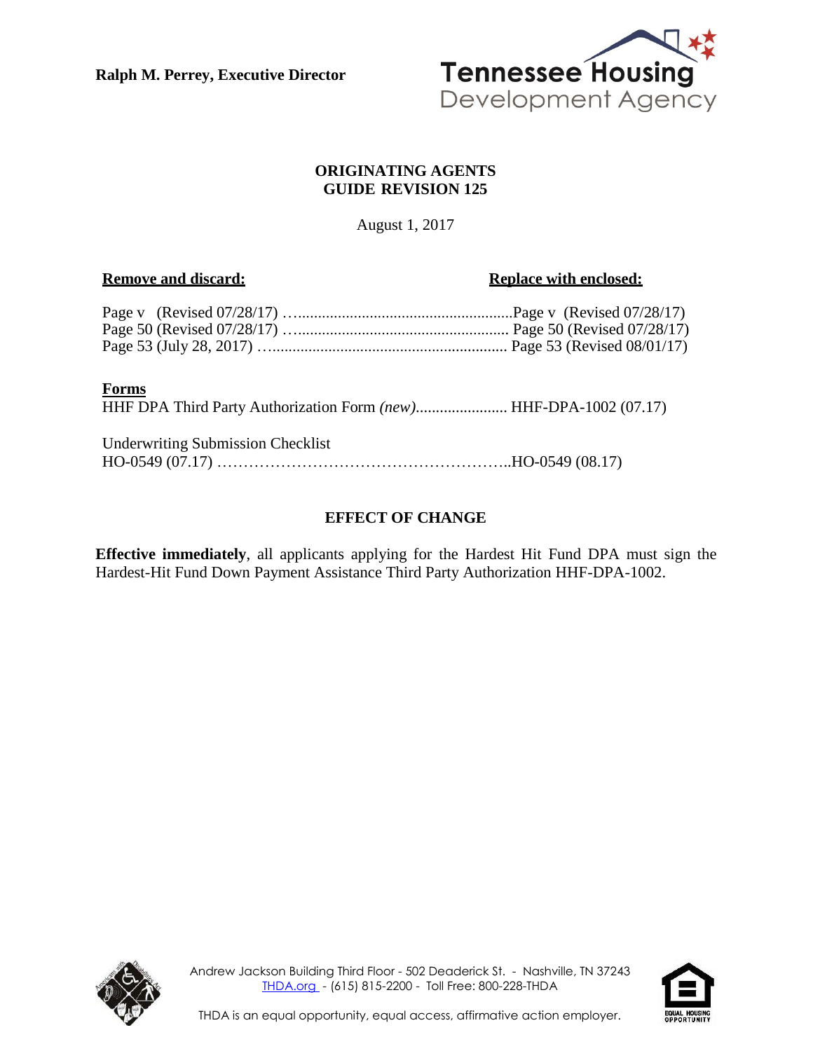**Ralph M. Perrey, Executive Director**

Tennessee Housing Development Agency

## ORIGINATING AGENTS GUIDE REVISION 125

August 1, 2017

| **Remove and discard:** | **Replace with enclosed:** |
|---|---|
| Page v (Revised 07/28/17) | Page v (Revised 07/28/17) |
| Page 50 (Revised 07/28/17) | Page 50 (Revised 07/28/17) |
| Page 53 (July 28, 2017) | Page 53 (Revised 08/01/17) |

**Forms**

| | |
|---|---|
| HHF DPA Third Party Authorization Form *(new)* | HHF-DPA-1002 (07.17) |
| Underwriting Submission Checklist HO-0549 (07.17) | HO-0549 (08.17) |

### EFFECT OF CHANGE

**Effective immediately**, all applicants applying for the Hardest Hit Fund DPA must sign the Hardest-Hit Fund Down Payment Assistance Third Party Authorization HHF-DPA-1002.

Andrew Jackson Building Third Floor - 502 Deaderick St. - Nashville, TN 37243
THDA.org - (615) 815-2200 - Toll Free: 800-228-THDA

THDA is an equal opportunity, equal access, affirmative action employer.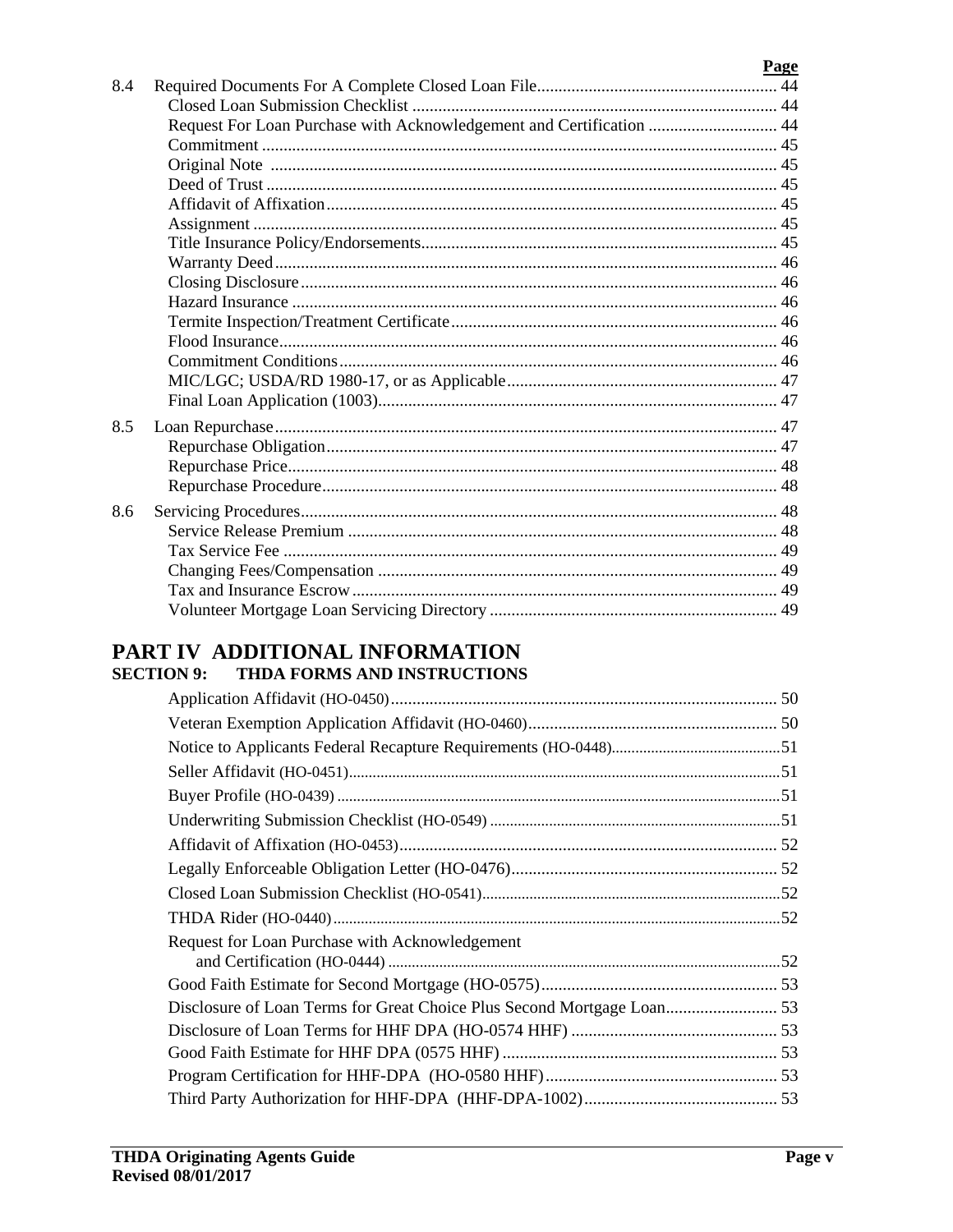| | | Page |
|---|---|---|
| 8.4 | Required Documents For A Complete Closed Loan File | 44 |
| | Closed Loan Submission Checklist | 44 |
| | Request For Loan Purchase with Acknowledgement and Certification | 44 |
| | Commitment | 45 |
| | Original Note | 45 |
| | Deed of Trust | 45 |
| | Affidavit of Affixation | 45 |
| | Assignment | 45 |
| | Title Insurance Policy/Endorsements | 45 |
| | Warranty Deed | 46 |
| | Closing Disclosure | 46 |
| | Hazard Insurance | 46 |
| | Termite Inspection/Treatment Certificate | 46 |
| | Flood Insurance | 46 |
| | Commitment Conditions | 46 |
| | MIC/LGC; USDA/RD 1980-17, or as Applicable | 47 |
| | Final Loan Application (1003) | 47 |
| 8.5 | Loan Repurchase | 47 |
| | Repurchase Obligation | 47 |
| | Repurchase Price | 48 |
| | Repurchase Procedure | 48 |
| 8.6 | Servicing Procedures | 48 |
| | Service Release Premium | 48 |
| | Tax Service Fee | 49 |
| | Changing Fees/Compensation | 49 |
| | Tax and Insurance Escrow | 49 |
| | Volunteer Mortgage Loan Servicing Directory | 49 |

# PART IV ADDITIONAL INFORMATION

## SECTION 9: THDA FORMS AND INSTRUCTIONS

| | Page |
|---|---|
| Application Affidavit (HO-0450) | 50 |
| Veteran Exemption Application Affidavit (HO-0460) | 50 |
| Notice to Applicants Federal Recapture Requirements (HO-0448) | 51 |
| Seller Affidavit (HO-0451) | 51 |
| Buyer Profile (HO-0439) | 51 |
| Underwriting Submission Checklist (HO-0549) | 51 |
| Affidavit of Affixation (HO-0453) | 52 |
| Legally Enforceable Obligation Letter (HO-0476) | 52 |
| Closed Loan Submission Checklist (HO-0541) | 52 |
| THDA Rider (HO-0440) | 52 |
| Request for Loan Purchase with Acknowledgement and Certification (HO-0444) | 52 |
| Good Faith Estimate for Second Mortgage (HO-0575) | 53 |
| Disclosure of Loan Terms for Great Choice Plus Second Mortgage Loan | 53 |
| Disclosure of Loan Terms for HHF DPA (HO-0574 HHF) | 53 |
| Good Faith Estimate for HHF DPA (0575 HHF) | 53 |
| Program Certification for HHF-DPA (HO-0580 HHF) | 53 |
| Third Party Authorization for HHF-DPA (HHF-DPA-1002) | 53 |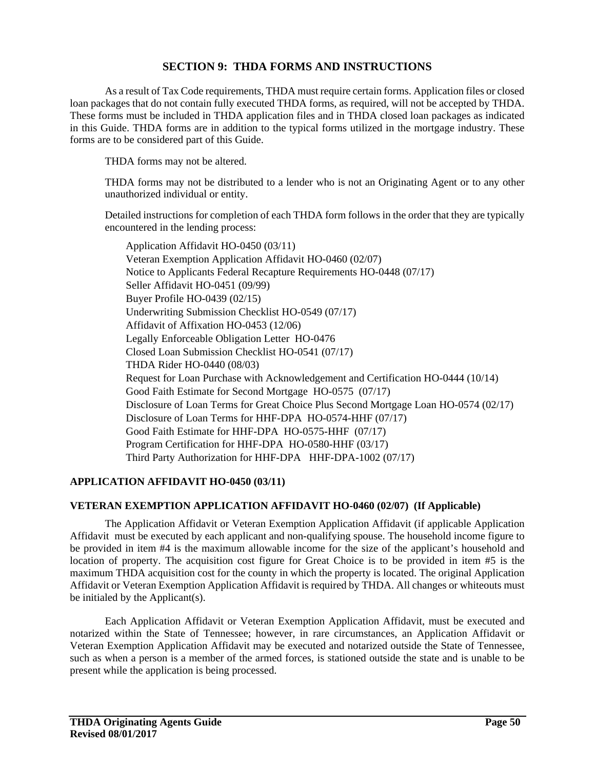## SECTION 9: THDA FORMS AND INSTRUCTIONS

As a result of Tax Code requirements, THDA must require certain forms. Application files or closed loan packages that do not contain fully executed THDA forms, as required, will not be accepted by THDA. These forms must be included in THDA application files and in THDA closed loan packages as indicated in this Guide. THDA forms are in addition to the typical forms utilized in the mortgage industry. These forms are to be considered part of this Guide.

THDA forms may not be altered.

THDA forms may not be distributed to a lender who is not an Originating Agent or to any other unauthorized individual or entity.

Detailed instructions for completion of each THDA form follows in the order that they are typically encountered in the lending process:

- Application Affidavit HO-0450 (03/11)
- Veteran Exemption Application Affidavit HO-0460 (02/07)
- Notice to Applicants Federal Recapture Requirements HO-0448 (07/17)
- Seller Affidavit HO-0451 (09/99)
- Buyer Profile HO-0439 (02/15)
- Underwriting Submission Checklist HO-0549 (07/17)
- Affidavit of Affixation HO-0453 (12/06)
- Legally Enforceable Obligation Letter HO-0476
- Closed Loan Submission Checklist HO-0541 (07/17)
- THDA Rider HO-0440 (08/03)
- Request for Loan Purchase with Acknowledgement and Certification HO-0444 (10/14)
- Good Faith Estimate for Second Mortgage HO-0575 (07/17)
- Disclosure of Loan Terms for Great Choice Plus Second Mortgage Loan HO-0574 (02/17)
- Disclosure of Loan Terms for HHF-DPA HO-0574-HHF (07/17)
- Good Faith Estimate for HHF-DPA HO-0575-HHF (07/17)
- Program Certification for HHF-DPA HO-0580-HHF (03/17)
- Third Party Authorization for HHF-DPA HHF-DPA-1002 (07/17)

### APPLICATION AFFIDAVIT HO-0450 (03/11)

### VETERAN EXEMPTION APPLICATION AFFIDAVIT HO-0460 (02/07) (If Applicable)

The Application Affidavit or Veteran Exemption Application Affidavit (if applicable Application Affidavit must be executed by each applicant and non-qualifying spouse. The household income figure to be provided in item #4 is the maximum allowable income for the size of the applicant's household and location of property. The acquisition cost figure for Great Choice is to be provided in item #5 is the maximum THDA acquisition cost for the county in which the property is located. The original Application Affidavit or Veteran Exemption Application Affidavit is required by THDA. All changes or whiteouts must be initialed by the Applicant(s).

Each Application Affidavit or Veteran Exemption Application Affidavit, must be executed and notarized within the State of Tennessee; however, in rare circumstances, an Application Affidavit or Veteran Exemption Application Affidavit may be executed and notarized outside the State of Tennessee, such as when a person is a member of the armed forces, is stationed outside the state and is unable to be present while the application is being processed.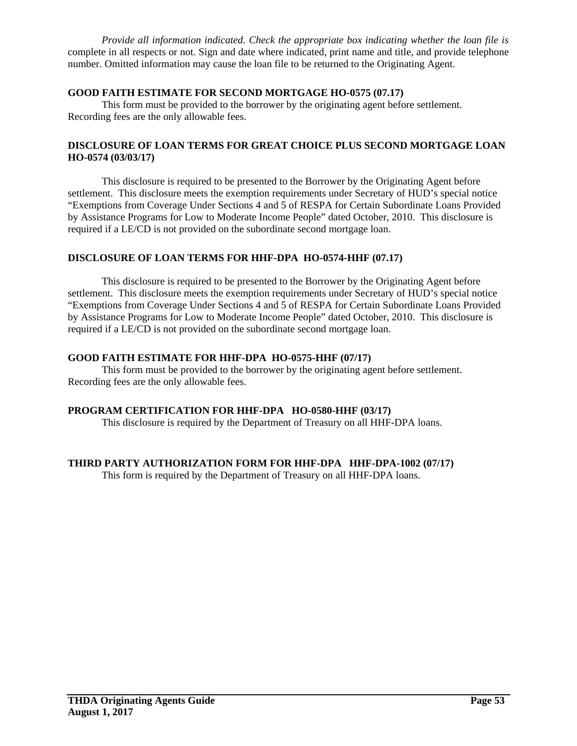*Provide all information indicated. Check the appropriate box indicating whether the loan file is* complete in all respects or not. Sign and date where indicated, print name and title, and provide telephone number. Omitted information may cause the loan file to be returned to the Originating Agent.

**GOOD FAITH ESTIMATE FOR SECOND MORTGAGE HO-0575 (07.17)**

This form must be provided to the borrower by the originating agent before settlement. Recording fees are the only allowable fees.

**DISCLOSURE OF LOAN TERMS FOR GREAT CHOICE PLUS SECOND MORTGAGE LOAN HO-0574 (03/03/17)**

This disclosure is required to be presented to the Borrower by the Originating Agent before settlement. This disclosure meets the exemption requirements under Secretary of HUD's special notice "Exemptions from Coverage Under Sections 4 and 5 of RESPA for Certain Subordinate Loans Provided by Assistance Programs for Low to Moderate Income People" dated October, 2010. This disclosure is required if a LE/CD is not provided on the subordinate second mortgage loan.

**DISCLOSURE OF LOAN TERMS FOR HHF-DPA HO-0574-HHF (07.17)**

This disclosure is required to be presented to the Borrower by the Originating Agent before settlement. This disclosure meets the exemption requirements under Secretary of HUD's special notice "Exemptions from Coverage Under Sections 4 and 5 of RESPA for Certain Subordinate Loans Provided by Assistance Programs for Low to Moderate Income People" dated October, 2010. This disclosure is required if a LE/CD is not provided on the subordinate second mortgage loan.

**GOOD FAITH ESTIMATE FOR HHF-DPA HO-0575-HHF (07/17)**

This form must be provided to the borrower by the originating agent before settlement. Recording fees are the only allowable fees.

**PROGRAM CERTIFICATION FOR HHF-DPA HO-0580-HHF (03/17)**

This disclosure is required by the Department of Treasury on all HHF-DPA loans.

**THIRD PARTY AUTHORIZATION FORM FOR HHF-DPA HHF-DPA-1002 (07/17)**

This form is required by the Department of Treasury on all HHF-DPA loans.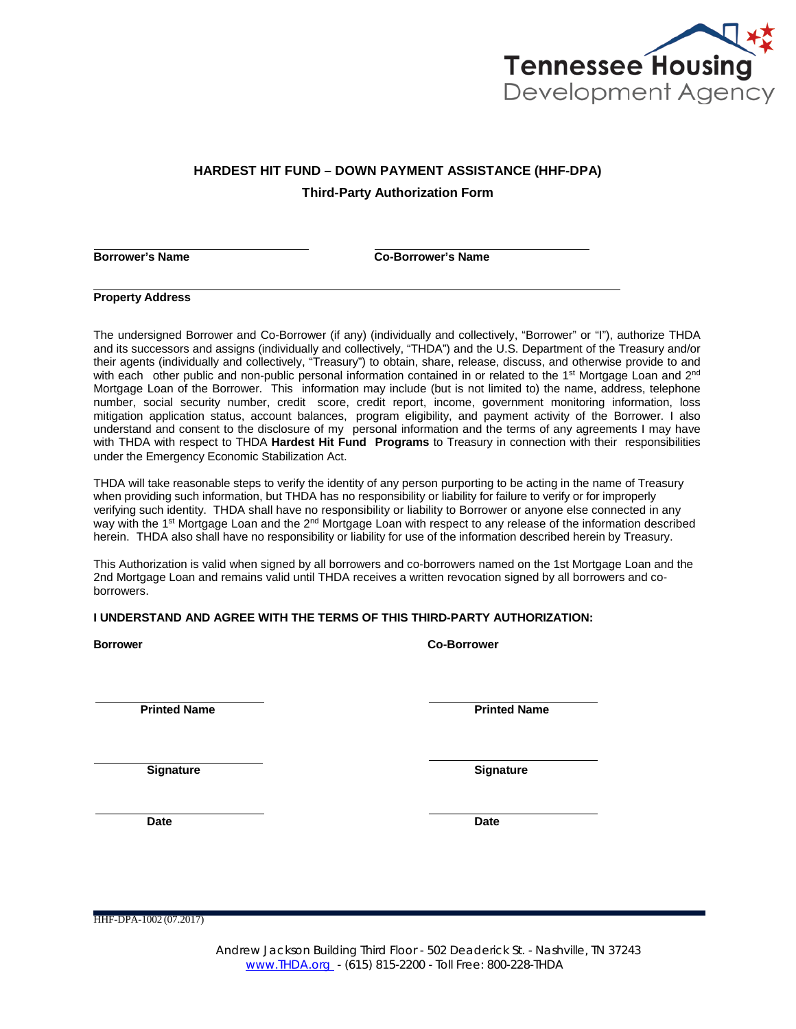Tennessee Housing Development Agency

## HARDEST HIT FUND – DOWN PAYMENT ASSISTANCE (HHF-DPA)

### Third-Party Authorization Form

**Borrower's Name** ______________________ **Co-Borrower's Name** ______________________

**Property Address** ______________________________________________

The undersigned Borrower and Co-Borrower (if any) (individually and collectively, "Borrower" or "I"), authorize THDA and its successors and assigns (individually and collectively, "THDA") and the U.S. Department of the Treasury and/or their agents (individually and collectively, "Treasury") to obtain, share, release, discuss, and otherwise provide to and with each other public and non-public personal information contained in or related to the 1st Mortgage Loan and 2nd Mortgage Loan of the Borrower. This information may include (but is not limited to) the name, address, telephone number, social security number, credit score, credit report, income, government monitoring information, loss mitigation application status, account balances, program eligibility, and payment activity of the Borrower. I also understand and consent to the disclosure of my personal information and the terms of any agreements I may have with THDA with respect to THDA **Hardest Hit Fund Programs** to Treasury in connection with their responsibilities under the Emergency Economic Stabilization Act.

THDA will take reasonable steps to verify the identity of any person purporting to be acting in the name of Treasury when providing such information, but THDA has no responsibility or liability for failure to verify or for improperly verifying such identity. THDA shall have no responsibility or liability to Borrower or anyone else connected in any way with the 1st Mortgage Loan and the 2nd Mortgage Loan with respect to any release of the information described herein. THDA also shall have no responsibility or liability for use of the information described herein by Treasury.

This Authorization is valid when signed by all borrowers and co-borrowers named on the 1st Mortgage Loan and the 2nd Mortgage Loan and remains valid until THDA receives a written revocation signed by all borrowers and co-borrowers.

**I UNDERSTAND AND AGREE WITH THE TERMS OF THIS THIRD-PARTY AUTHORIZATION:**

| **Borrower** | **Co-Borrower** |
|---|---|
| ______________________ **Printed Name** | ______________________ **Printed Name** |
| ______________________ **Signature** | ______________________ **Signature** |
| ______________________ **Date** | ______________________ **Date** |

HHF-DPA-1002 (07.2017)

Andrew Jackson Building Third Floor - 502 Deaderick St. - Nashville, TN 37243
www.THDA.org - (615) 815-2200 - Toll Free: 800-228-THDA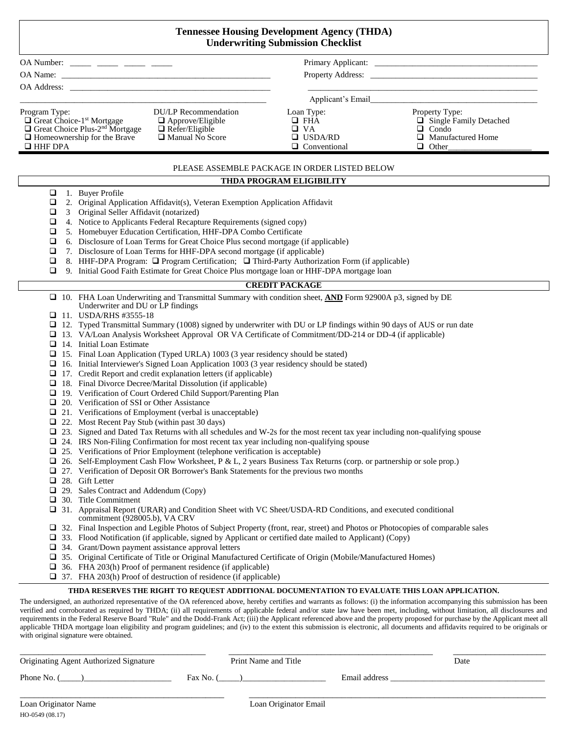# Tennessee Housing Development Agency (THDA)
## Underwriting Submission Checklist

OA Number: _____ _____ _____ _____

OA Name: ___________________________________________________

OA Address: ___________________________________________________

___________________________________________________

Primary Applicant: ________________________________________

Property Address: ________________________________________

___________________________________________________

Applicant's Email________________________________________

| Program Type: | DU/LP Recommendation | Loan Type: | Property Type: |
|---|---|---|---|
| ☐ Great Choice-1st Mortgage | ☐ Approve/Eligible | ☐ FHA | ☐ Single Family Detached |
| ☐ Great Choice Plus-2nd Mortgage | ☐ Refer/Eligible | ☐ VA | ☐ Condo |
| ☐ Homeownership for the Brave | ☐ Manual No Score | ☐ USDA/RD | ☐ Manufactured Home |
| ☐ HHF DPA | | ☐ Conventional | ☐ Other__________________ |

PLEASE ASSEMBLE PACKAGE IN ORDER LISTED BELOW

**THDA PROGRAM ELIGIBILITY**

- ☐ 1. Buyer Profile
- ☐ 2. Original Application Affidavit(s), Veteran Exemption Application Affidavit
- ☐ 3 Original Seller Affidavit (notarized)
- ☐ 4. Notice to Applicants Federal Recapture Requirements (signed copy)
- ☐ 5. Homebuyer Education Certification, HHF-DPA Combo Certificate
- ☐ 6. Disclosure of Loan Terms for Great Choice Plus second mortgage (if applicable)
- ☐ 7. Disclosure of Loan Terms for HHF-DPA second mortgage (if applicable)
- ☐ 8. HHF-DPA Program: ☐ Program Certification; ☐ Third-Party Authorization Form (if applicable)
- ☐ 9. Initial Good Faith Estimate for Great Choice Plus mortgage loan or HHF-DPA mortgage loan

**CREDIT PACKAGE**

- ☐ 10. FHA Loan Underwriting and Transmittal Summary with condition sheet, **AND** Form 92900A p3, signed by DE Underwriter and DU or LP findings
- ☐ 11. USDA/RHS #3555-18
- ☐ 12. Typed Transmittal Summary (1008) signed by underwriter with DU or LP findings within 90 days of AUS or run date
- ☐ 13. VA/Loan Analysis Worksheet Approval OR VA Certificate of Commitment/DD-214 or DD-4 (if applicable)
- ☐ 14. Initial Loan Estimate
- ☐ 15. Final Loan Application (Typed URLA) 1003 (3 year residency should be stated)
- ☐ 16. Initial Interviewer's Signed Loan Application 1003 (3 year residency should be stated)
- ☐ 17. Credit Report and credit explanation letters (if applicable)
- ☐ 18. Final Divorce Decree/Marital Dissolution (if applicable)
- ☐ 19. Verification of Court Ordered Child Support/Parenting Plan
- ☐ 20. Verification of SSI or Other Assistance
- ☐ 21. Verifications of Employment (verbal is unacceptable)
- ☐ 22. Most Recent Pay Stub (within past 30 days)
- ☐ 23. Signed and Dated Tax Returns with all schedules and W-2s for the most recent tax year including non-qualifying spouse
- ☐ 24. IRS Non-Filing Confirmation for most recent tax year including non-qualifying spouse
- ☐ 25. Verifications of Prior Employment (telephone verification is acceptable)
- ☐ 26. Self-Employment Cash Flow Worksheet, P & L, 2 years Business Tax Returns (corp. or partnership or sole prop.)
- ☐ 27. Verification of Deposit OR Borrower's Bank Statements for the previous two months
- ☐ 28. Gift Letter
- ☐ 29. Sales Contract and Addendum (Copy)
- ☐ 30. Title Commitment
- ☐ 31. Appraisal Report (URAR) and Condition Sheet with VC Sheet/USDA-RD Conditions, and executed conditional commitment (928005.b), VA CRV
- ☐ 32. Final Inspection and Legible Photos of Subject Property (front, rear, street) and Photos or Photocopies of comparable sales
- ☐ 33. Flood Notification (if applicable, signed by Applicant or certified date mailed to Applicant) (Copy)
- ☐ 34. Grant/Down payment assistance approval letters
- ☐ 35. Original Certificate of Title or Original Manufactured Certificate of Origin (Mobile/Manufactured Homes)
- ☐ 36. FHA 203(h) Proof of permanent residence (if applicable)
- ☐ 37. FHA 203(h) Proof of destruction of residence (if applicable)

**THDA RESERVES THE RIGHT TO REQUEST ADDITIONAL DOCUMENTATION TO EVALUATE THIS LOAN APPLICATION.**

The undersigned, an authorized representative of the OA referenced above, hereby certifies and warrants as follows: (i) the information accompanying this submission has been verified and corroborated as required by THDA; (ii) all requirements of applicable federal and/or state law have been met, including, without limitation, all disclosures and requirements in the Federal Reserve Board "Rule" and the Dodd-Frank Act; (iii) the Applicant referenced above and the property proposed for purchase by the Applicant meet all applicable THDA mortgage loan eligibility and program guidelines; and (iv) to the extent this submission is electronic, all documents and affidavits required to be originals or with original signature were obtained.

_______________________________ _______________________________ _______________

Originating Agent Authorized Signature &nbsp;&nbsp; Print Name and Title &nbsp;&nbsp; Date

Phone No. (_____)____________________ Fax No. (_____)___________________ Email address ___________________________________

_______________________________ _______________________________

Loan Originator Name &nbsp;&nbsp; Loan Originator Email

HO-0549 (08.17)